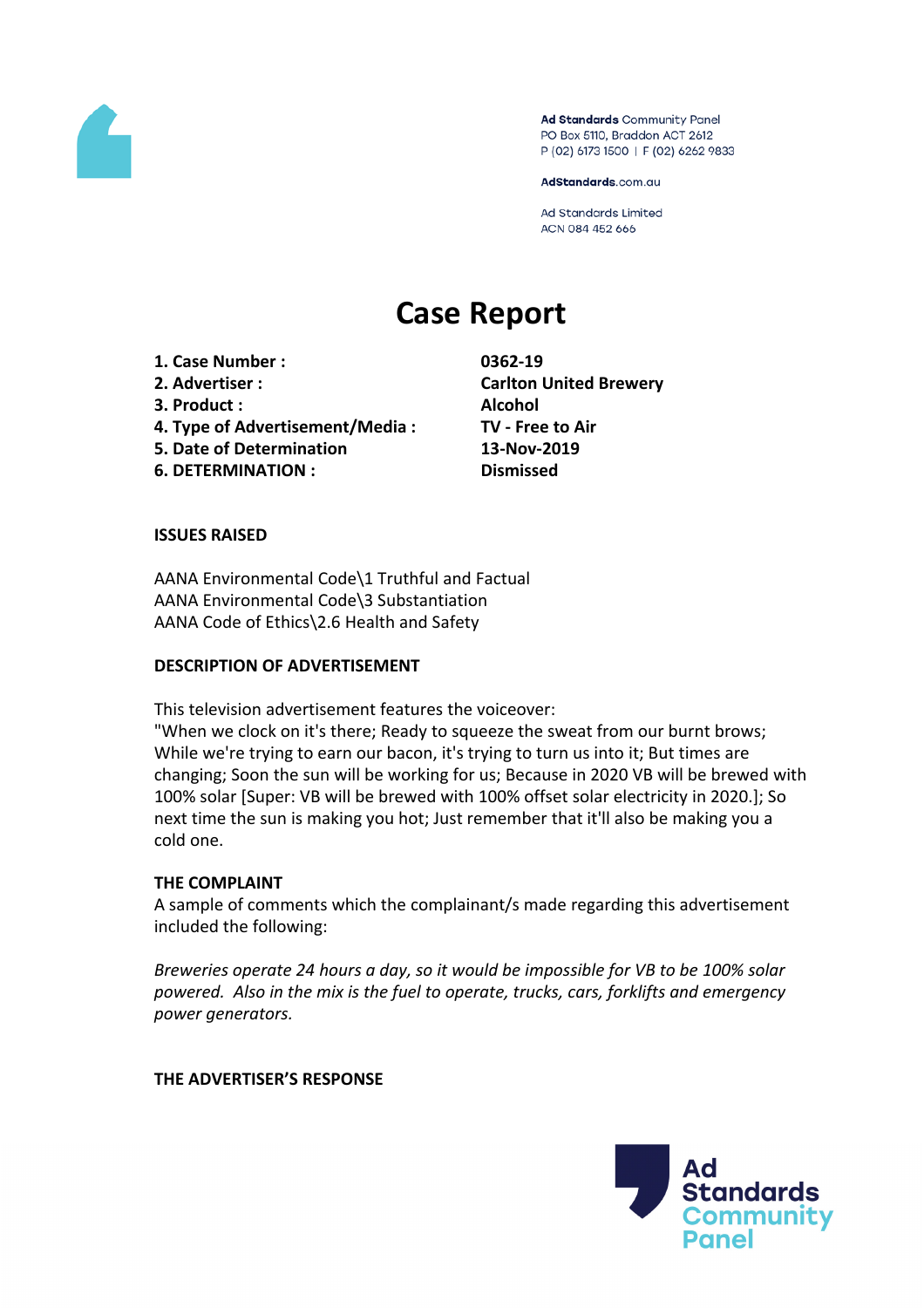Ad Standards Community Panel
PO Box 5110, Braddon ACT 2612
P (02) 6173 1500 | F (02) 6262 9833

AdStandards.com.au

Ad Standards Limited
ACN 084 452 666

# Case Report

| | |
|---|---|
| **1. Case Number :** | **0362-19** |
| **2. Advertiser :** | **Carlton United Brewery** |
| **3. Product :** | **Alcohol** |
| **4. Type of Advertisement/Media :** | **TV - Free to Air** |
| **5. Date of Determination** | **13-Nov-2019** |
| **6. DETERMINATION :** | **Dismissed** |

**ISSUES RAISED**

AANA Environmental Code\1 Truthful and Factual
AANA Environmental Code\3 Substantiation
AANA Code of Ethics\2.6 Health and Safety

**DESCRIPTION OF ADVERTISEMENT**

This television advertisement features the voiceover:
"When we clock on it's there; Ready to squeeze the sweat from our burnt brows; While we're trying to earn our bacon, it's trying to turn us into it; But times are changing; Soon the sun will be working for us; Because in 2020 VB will be brewed with 100% solar [Super: VB will be brewed with 100% offset solar electricity in 2020.]; So next time the sun is making you hot; Just remember that it'll also be making you a cold one.

**THE COMPLAINT**

A sample of comments which the complainant/s made regarding this advertisement included the following:

*Breweries operate 24 hours a day, so it would be impossible for VB to be 100% solar powered. Also in the mix is the fuel to operate, trucks, cars, forklifts and emergency power generators.*

**THE ADVERTISER'S RESPONSE**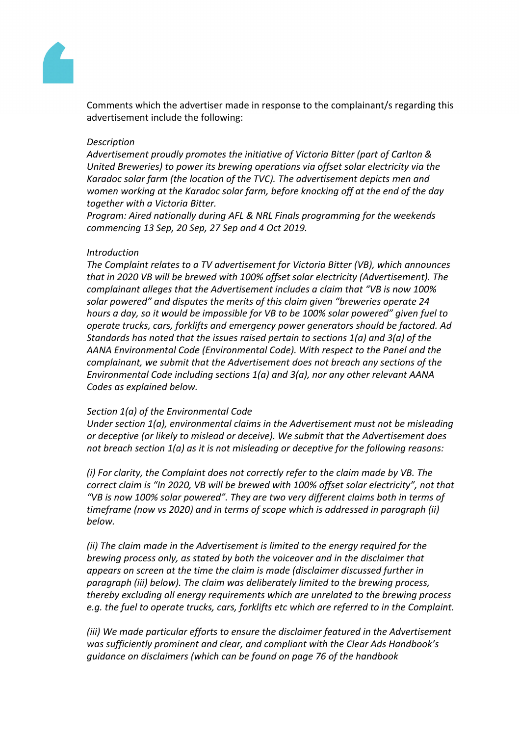Comments which the advertiser made in response to the complainant/s regarding this advertisement include the following:

*Description*

*Advertisement proudly promotes the initiative of Victoria Bitter (part of Carlton & United Breweries) to power its brewing operations via offset solar electricity via the Karadoc solar farm (the location of the TVC). The advertisement depicts men and women working at the Karadoc solar farm, before knocking off at the end of the day together with a Victoria Bitter.*

*Program: Aired nationally during AFL & NRL Finals programming for the weekends commencing 13 Sep, 20 Sep, 27 Sep and 4 Oct 2019.*

*Introduction*

*The Complaint relates to a TV advertisement for Victoria Bitter (VB), which announces that in 2020 VB will be brewed with 100% offset solar electricity (Advertisement). The complainant alleges that the Advertisement includes a claim that "VB is now 100% solar powered" and disputes the merits of this claim given "breweries operate 24 hours a day, so it would be impossible for VB to be 100% solar powered" given fuel to operate trucks, cars, forklifts and emergency power generators should be factored. Ad Standards has noted that the issues raised pertain to sections 1(a) and 3(a) of the AANA Environmental Code (Environmental Code). With respect to the Panel and the complainant, we submit that the Advertisement does not breach any sections of the Environmental Code including sections 1(a) and 3(a), nor any other relevant AANA Codes as explained below.*

*Section 1(a) of the Environmental Code*

*Under section 1(a), environmental claims in the Advertisement must not be misleading or deceptive (or likely to mislead or deceive). We submit that the Advertisement does not breach section 1(a) as it is not misleading or deceptive for the following reasons:*

*(i) For clarity, the Complaint does not correctly refer to the claim made by VB. The correct claim is "In 2020, VB will be brewed with 100% offset solar electricity", not that "VB is now 100% solar powered". They are two very different claims both in terms of timeframe (now vs 2020) and in terms of scope which is addressed in paragraph (ii) below.*

*(ii) The claim made in the Advertisement is limited to the energy required for the brewing process only, as stated by both the voiceover and in the disclaimer that appears on screen at the time the claim is made (disclaimer discussed further in paragraph (iii) below). The claim was deliberately limited to the brewing process, thereby excluding all energy requirements which are unrelated to the brewing process e.g. the fuel to operate trucks, cars, forklifts etc which are referred to in the Complaint.*

*(iii) We made particular efforts to ensure the disclaimer featured in the Advertisement was sufficiently prominent and clear, and compliant with the Clear Ads Handbook's guidance on disclaimers (which can be found on page 76 of the handbook*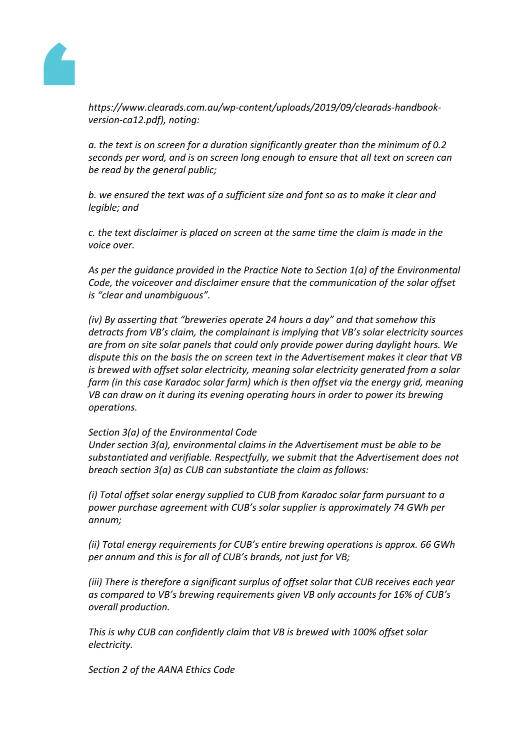*https://www.clearads.com.au/wp-content/uploads/2019/09/clearads-handbook-version-ca12.pdf), noting:*

*a. the text is on screen for a duration significantly greater than the minimum of 0.2 seconds per word, and is on screen long enough to ensure that all text on screen can be read by the general public;*

*b. we ensured the text was of a sufficient size and font so as to make it clear and legible; and*

*c. the text disclaimer is placed on screen at the same time the claim is made in the voice over.*

*As per the guidance provided in the Practice Note to Section 1(a) of the Environmental Code, the voiceover and disclaimer ensure that the communication of the solar offset is "clear and unambiguous".*

*(iv) By asserting that "breweries operate 24 hours a day" and that somehow this detracts from VB's claim, the complainant is implying that VB's solar electricity sources are from on site solar panels that could only provide power during daylight hours. We dispute this on the basis the on screen text in the Advertisement makes it clear that VB is brewed with offset solar electricity, meaning solar electricity generated from a solar farm (in this case Karadoc solar farm) which is then offset via the energy grid, meaning VB can draw on it during its evening operating hours in order to power its brewing operations.*

*Section 3(a) of the Environmental Code*
*Under section 3(a), environmental claims in the Advertisement must be able to be substantiated and verifiable. Respectfully, we submit that the Advertisement does not breach section 3(a) as CUB can substantiate the claim as follows:*

*(i) Total offset solar energy supplied to CUB from Karadoc solar farm pursuant to a power purchase agreement with CUB's solar supplier is approximately 74 GWh per annum;*

*(ii) Total energy requirements for CUB's entire brewing operations is approx. 66 GWh per annum and this is for all of CUB's brands, not just for VB;*

*(iii) There is therefore a significant surplus of offset solar that CUB receives each year as compared to VB's brewing requirements given VB only accounts for 16% of CUB's overall production.*

*This is why CUB can confidently claim that VB is brewed with 100% offset solar electricity.*

*Section 2 of the AANA Ethics Code*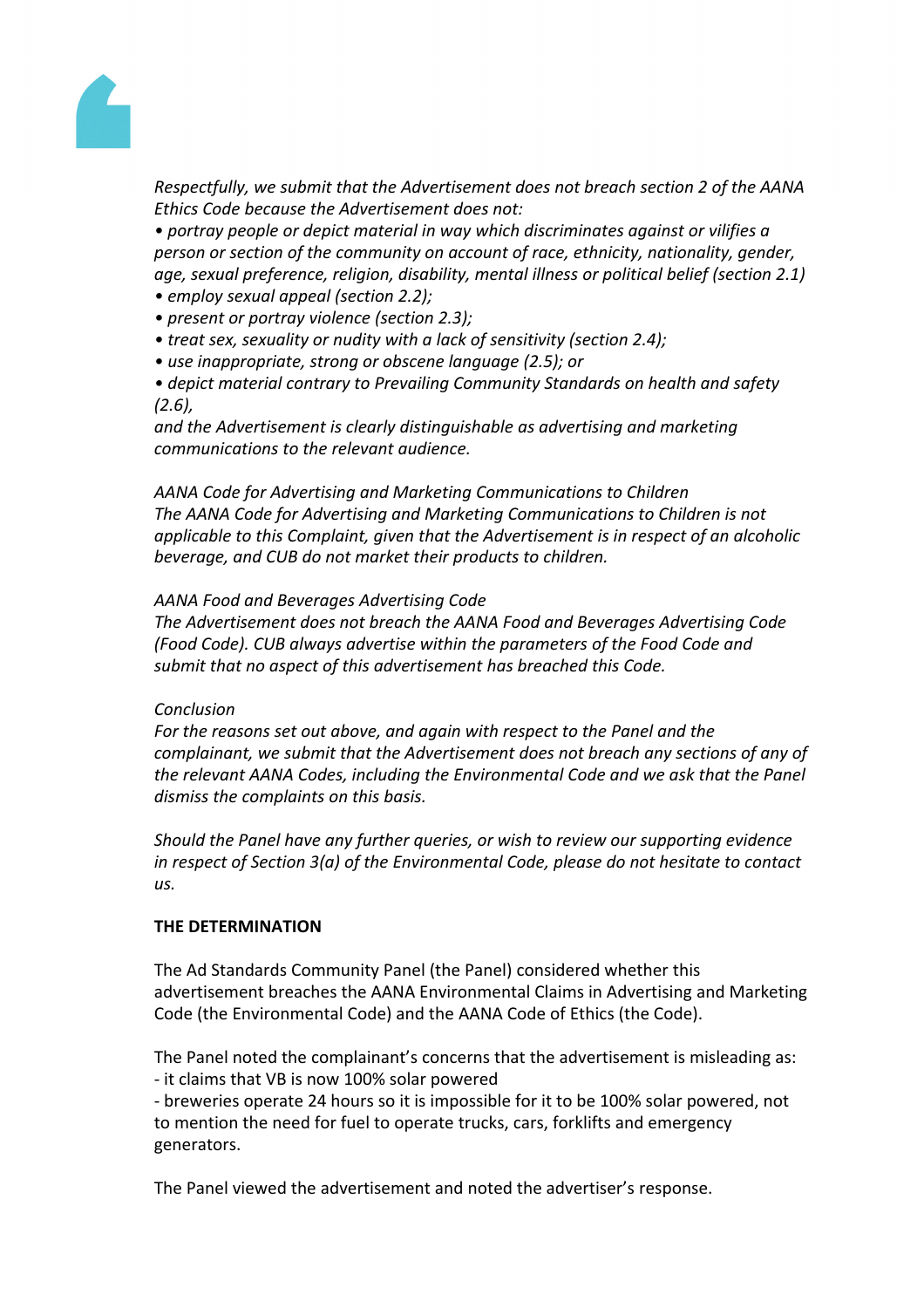*Respectfully, we submit that the Advertisement does not breach section 2 of the AANA Ethics Code because the Advertisement does not:*

*• portray people or depict material in way which discriminates against or vilifies a person or section of the community on account of race, ethnicity, nationality, gender, age, sexual preference, religion, disability, mental illness or political belief (section 2.1)*
*• employ sexual appeal (section 2.2);*
*• present or portray violence (section 2.3);*
*• treat sex, sexuality or nudity with a lack of sensitivity (section 2.4);*
*• use inappropriate, strong or obscene language (2.5); or*
*• depict material contrary to Prevailing Community Standards on health and safety (2.6),*

*and the Advertisement is clearly distinguishable as advertising and marketing communications to the relevant audience.*

*AANA Code for Advertising and Marketing Communications to Children*
*The AANA Code for Advertising and Marketing Communications to Children is not applicable to this Complaint, given that the Advertisement is in respect of an alcoholic beverage, and CUB do not market their products to children.*

*AANA Food and Beverages Advertising Code*
*The Advertisement does not breach the AANA Food and Beverages Advertising Code (Food Code). CUB always advertise within the parameters of the Food Code and submit that no aspect of this advertisement has breached this Code.*

*Conclusion*
*For the reasons set out above, and again with respect to the Panel and the complainant, we submit that the Advertisement does not breach any sections of any of the relevant AANA Codes, including the Environmental Code and we ask that the Panel dismiss the complaints on this basis.*

*Should the Panel have any further queries, or wish to review our supporting evidence in respect of Section 3(a) of the Environmental Code, please do not hesitate to contact us.*

**THE DETERMINATION**

The Ad Standards Community Panel (the Panel) considered whether this advertisement breaches the AANA Environmental Claims in Advertising and Marketing Code (the Environmental Code) and the AANA Code of Ethics (the Code).

The Panel noted the complainant's concerns that the advertisement is misleading as:
- it claims that VB is now 100% solar powered
- breweries operate 24 hours so it is impossible for it to be 100% solar powered, not to mention the need for fuel to operate trucks, cars, forklifts and emergency generators.

The Panel viewed the advertisement and noted the advertiser's response.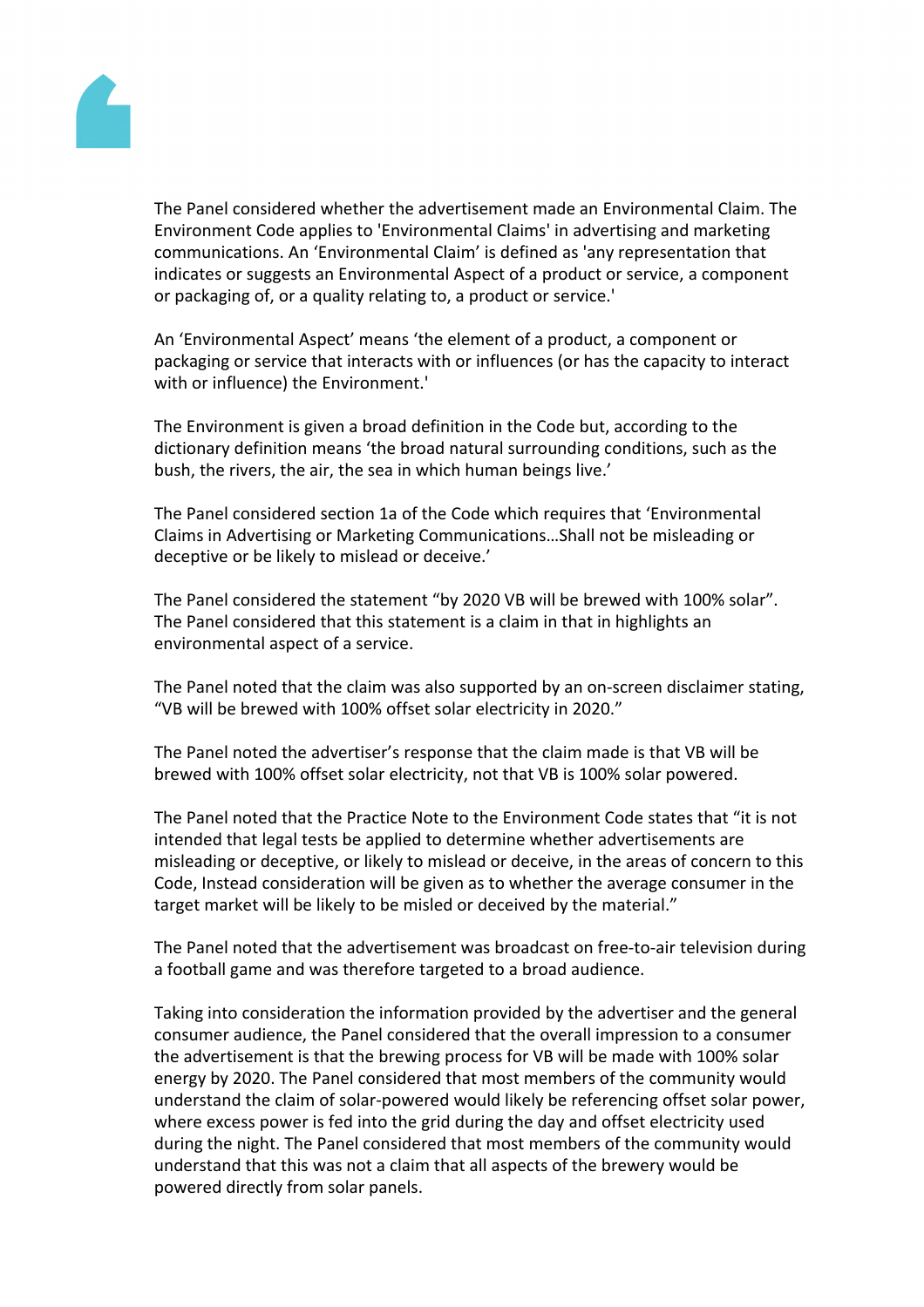The Panel considered whether the advertisement made an Environmental Claim. The Environment Code applies to 'Environmental Claims' in advertising and marketing communications. An 'Environmental Claim' is defined as 'any representation that indicates or suggests an Environmental Aspect of a product or service, a component or packaging of, or a quality relating to, a product or service.'

An 'Environmental Aspect' means 'the element of a product, a component or packaging or service that interacts with or influences (or has the capacity to interact with or influence) the Environment.'

The Environment is given a broad definition in the Code but, according to the dictionary definition means 'the broad natural surrounding conditions, such as the bush, the rivers, the air, the sea in which human beings live.'

The Panel considered section 1a of the Code which requires that 'Environmental Claims in Advertising or Marketing Communications…Shall not be misleading or deceptive or be likely to mislead or deceive.'

The Panel considered the statement "by 2020 VB will be brewed with 100% solar". The Panel considered that this statement is a claim in that in highlights an environmental aspect of a service.

The Panel noted that the claim was also supported by an on-screen disclaimer stating, "VB will be brewed with 100% offset solar electricity in 2020."

The Panel noted the advertiser's response that the claim made is that VB will be brewed with 100% offset solar electricity, not that VB is 100% solar powered.

The Panel noted that the Practice Note to the Environment Code states that "it is not intended that legal tests be applied to determine whether advertisements are misleading or deceptive, or likely to mislead or deceive, in the areas of concern to this Code, Instead consideration will be given as to whether the average consumer in the target market will be likely to be misled or deceived by the material."

The Panel noted that the advertisement was broadcast on free-to-air television during a football game and was therefore targeted to a broad audience.

Taking into consideration the information provided by the advertiser and the general consumer audience, the Panel considered that the overall impression to a consumer the advertisement is that the brewing process for VB will be made with 100% solar energy by 2020. The Panel considered that most members of the community would understand the claim of solar-powered would likely be referencing offset solar power, where excess power is fed into the grid during the day and offset electricity used during the night. The Panel considered that most members of the community would understand that this was not a claim that all aspects of the brewery would be powered directly from solar panels.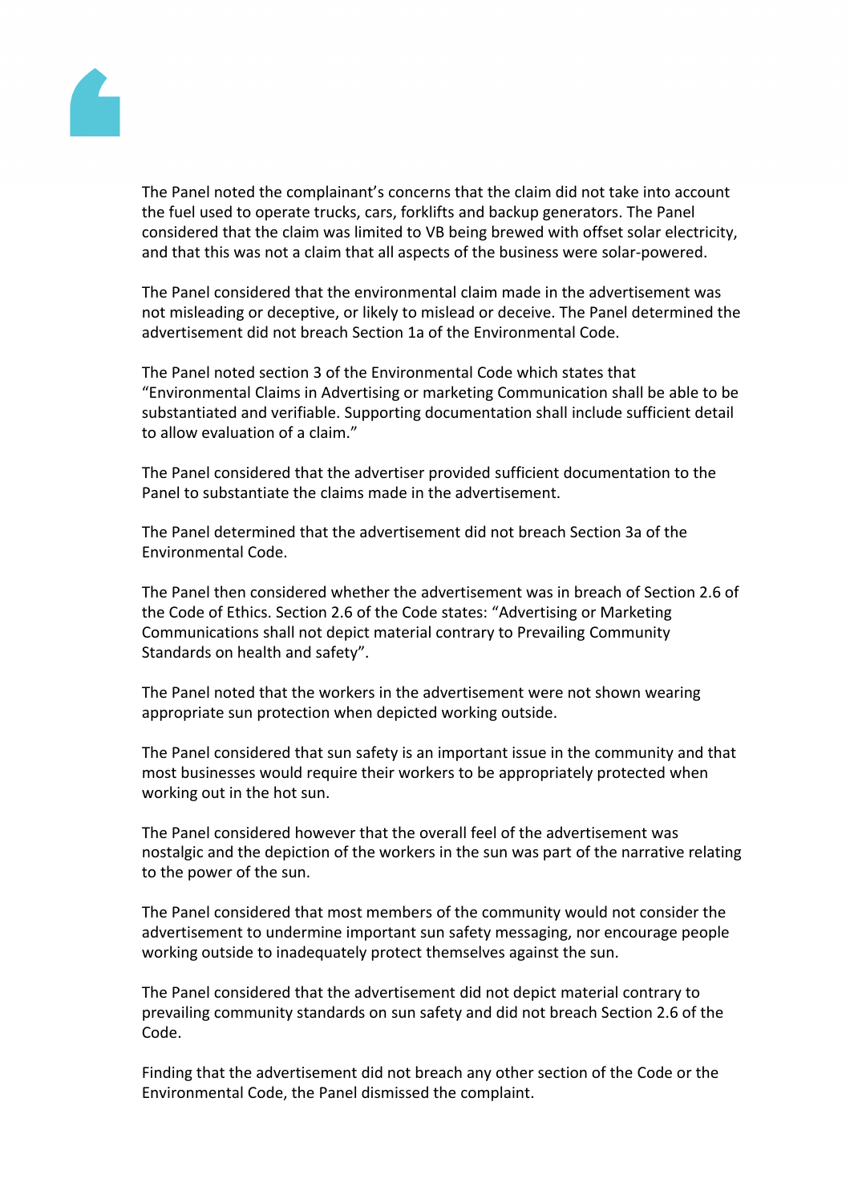The Panel noted the complainant's concerns that the claim did not take into account the fuel used to operate trucks, cars, forklifts and backup generators. The Panel considered that the claim was limited to VB being brewed with offset solar electricity, and that this was not a claim that all aspects of the business were solar-powered.

The Panel considered that the environmental claim made in the advertisement was not misleading or deceptive, or likely to mislead or deceive. The Panel determined the advertisement did not breach Section 1a of the Environmental Code.

The Panel noted section 3 of the Environmental Code which states that "Environmental Claims in Advertising or marketing Communication shall be able to be substantiated and verifiable. Supporting documentation shall include sufficient detail to allow evaluation of a claim."

The Panel considered that the advertiser provided sufficient documentation to the Panel to substantiate the claims made in the advertisement.

The Panel determined that the advertisement did not breach Section 3a of the Environmental Code.

The Panel then considered whether the advertisement was in breach of Section 2.6 of the Code of Ethics. Section 2.6 of the Code states: "Advertising or Marketing Communications shall not depict material contrary to Prevailing Community Standards on health and safety".

The Panel noted that the workers in the advertisement were not shown wearing appropriate sun protection when depicted working outside.

The Panel considered that sun safety is an important issue in the community and that most businesses would require their workers to be appropriately protected when working out in the hot sun.

The Panel considered however that the overall feel of the advertisement was nostalgic and the depiction of the workers in the sun was part of the narrative relating to the power of the sun.

The Panel considered that most members of the community would not consider the advertisement to undermine important sun safety messaging, nor encourage people working outside to inadequately protect themselves against the sun.

The Panel considered that the advertisement did not depict material contrary to prevailing community standards on sun safety and did not breach Section 2.6 of the Code.

Finding that the advertisement did not breach any other section of the Code or the Environmental Code, the Panel dismissed the complaint.